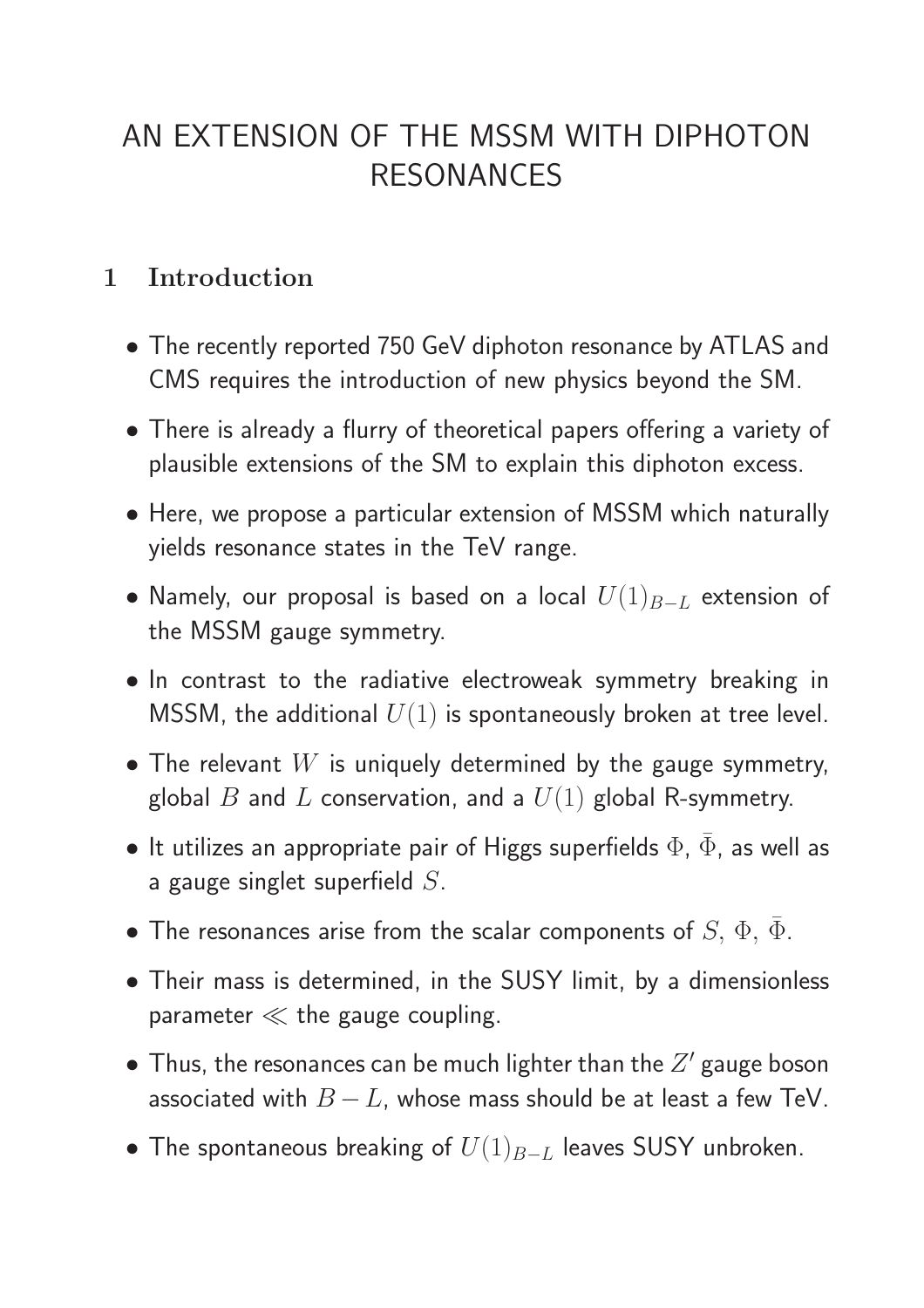# AN EXTENSION OF THE MSSM WITH DIPHOTON RESONANCES

## 1 Introduction

- The recently reported 750 GeV diphoton resonance by ATLAS and CMS requires the introduction of new physics beyond the SM.
- There is already a flurry of theoretical papers offering a variety of plausible extensions of the SM to explain this diphoton excess.
- Here, we propose a particular extension of MSSM which naturally yields resonance states in the TeV range.
- Namely, our proposal is based on a local $U(1)_{B-L}$ extension of the MSSM gauge symmetry.
- In contrast to the radiative electroweak symmetry breaking in MSSM, the additional $U(1)$ is spontaneously broken at tree level.
- The relevant $W$ is uniquely determined by the gauge symmetry, global $B$ and $L$ conservation, and a $U(1)$ global R-symmetry.
- It utilizes an appropriate pair of Higgs superfields $\Phi$, $\bar{\Phi}$, as well as a gauge singlet superfield $S$.
- The resonances arise from the scalar components of $S$, $\Phi$, $\bar{\Phi}$.
- Their mass is determined, in the SUSY limit, by a dimensionless parameter $\ll$ the gauge coupling.
- Thus, the resonances can be much lighter than the $Z'$ gauge boson associated with $B-L$, whose mass should be at least a few TeV.
- The spontaneous breaking of $U(1)_{B-L}$ leaves SUSY unbroken.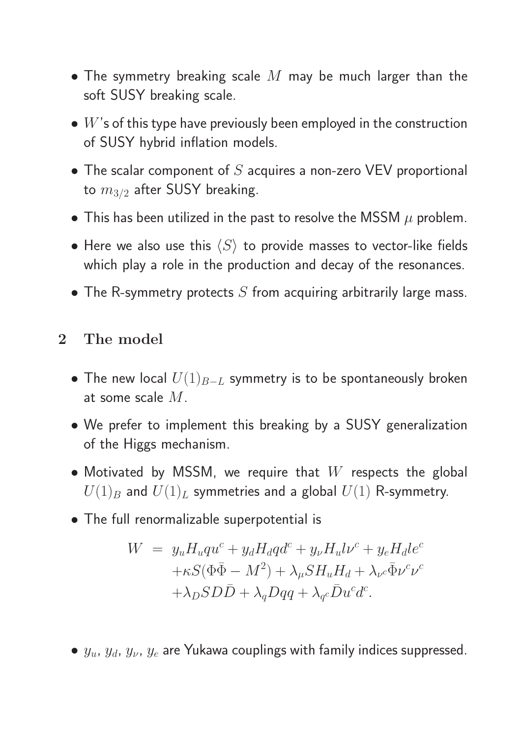- The symmetry breaking scale $M$ may be much larger than the soft SUSY breaking scale.
- $W$'s of this type have previously been employed in the construction of SUSY hybrid inflation models.
- The scalar component of $S$ acquires a non-zero VEV proportional to $m_{3/2}$ after SUSY breaking.
- This has been utilized in the past to resolve the MSSM $\mu$ problem.
- Here we also use this $\langle S \rangle$ to provide masses to vector-like fields which play a role in the production and decay of the resonances.
- The R-symmetry protects $S$ from acquiring arbitrarily large mass.

## 2 The model

- The new local $U(1)_{B-L}$ symmetry is to be spontaneously broken at some scale $M$.
- We prefer to implement this breaking by a SUSY generalization of the Higgs mechanism.
- Motivated by MSSM, we require that $W$ respects the global $U(1)_B$ and $U(1)_L$ symmetries and a global $U(1)$ R-symmetry.
- The full renormalizable superpotential is

$$
\begin{aligned}
W \; = \; & y_u H_u q u^c + y_d H_d q d^c + y_\nu H_u l \nu^c + y_e H_d l e^c \\
& + \kappa S(\Phi \bar{\Phi} - M^2) + \lambda_\mu S H_u H_d + \lambda_{\nu^c} \bar{\Phi} \nu^c \nu^c \\
& + \lambda_D S D \bar{D} + \lambda_q D q q + \lambda_{q^c} \bar{D} u^c d^c .
\end{aligned}
$$

- $y_u$, $y_d$, $y_\nu$, $y_e$ are Yukawa couplings with family indices suppressed.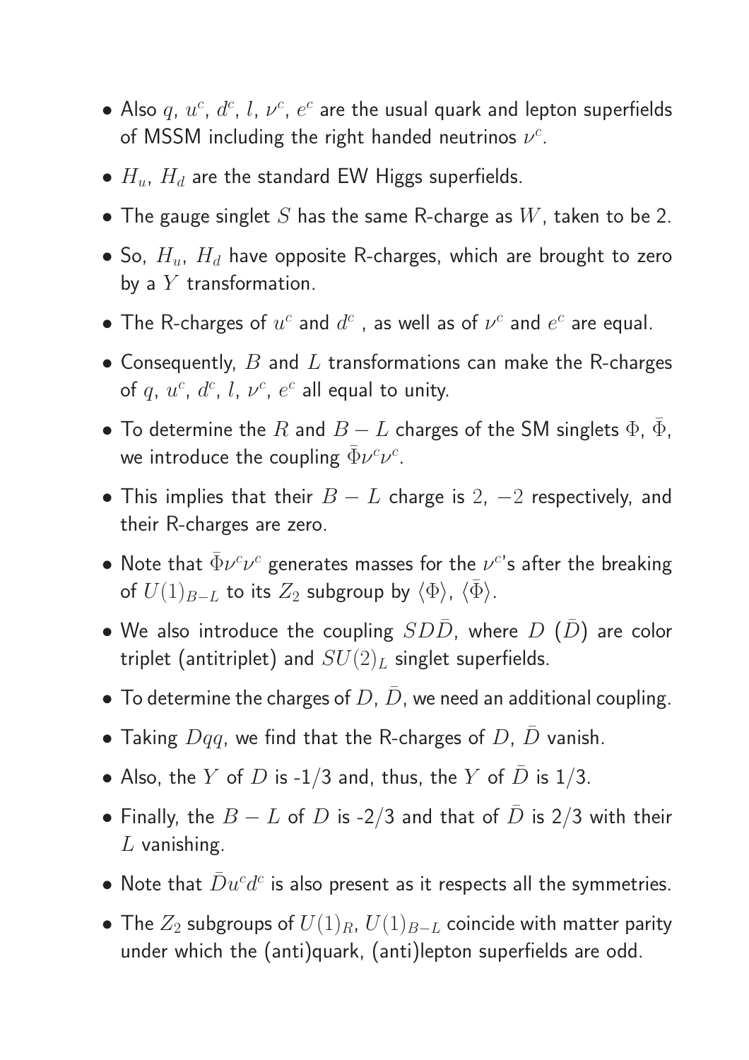- Also $q$, $u^c$, $d^c$, $l$, $\nu^c$, $e^c$ are the usual quark and lepton superfields of MSSM including the right handed neutrinos $\nu^c$.
- $H_u$, $H_d$ are the standard EW Higgs superfields.
- The gauge singlet $S$ has the same R-charge as $W$, taken to be 2.
- So, $H_u$, $H_d$ have opposite R-charges, which are brought to zero by a $Y$ transformation.
- The R-charges of $u^c$ and $d^c$ , as well as of $\nu^c$ and $e^c$ are equal.
- Consequently, $B$ and $L$ transformations can make the R-charges of $q$, $u^c$, $d^c$, $l$, $\nu^c$, $e^c$ all equal to unity.
- To determine the $R$ and $B-L$ charges of the SM singlets $\Phi$, $\bar{\Phi}$, we introduce the coupling $\bar{\Phi}\nu^c\nu^c$.
- This implies that their $B-L$ charge is $2$, $-2$ respectively, and their R-charges are zero.
- Note that $\bar{\Phi}\nu^c\nu^c$ generates masses for the $\nu^c$'s after the breaking of $U(1)_{B-L}$ to its $Z_2$ subgroup by $\langle\Phi\rangle$, $\langle\bar{\Phi}\rangle$.
- We also introduce the coupling $SD\bar{D}$, where $D$ ($\bar{D}$) are color triplet (antitriplet) and $SU(2)_L$ singlet superfields.
- To determine the charges of $D$, $\bar{D}$, we need an additional coupling.
- Taking $Dqq$, we find that the R-charges of $D$, $\bar{D}$ vanish.
- Also, the $Y$ of $D$ is -1/3 and, thus, the $Y$ of $\bar{D}$ is 1/3.
- Finally, the $B-L$ of $D$ is -2/3 and that of $\bar{D}$ is 2/3 with their $L$ vanishing.
- Note that $\bar{D}u^cd^c$ is also present as it respects all the symmetries.
- The $Z_2$ subgroups of $U(1)_R$, $U(1)_{B-L}$ coincide with matter parity under which the (anti)quark, (anti)lepton superfields are odd.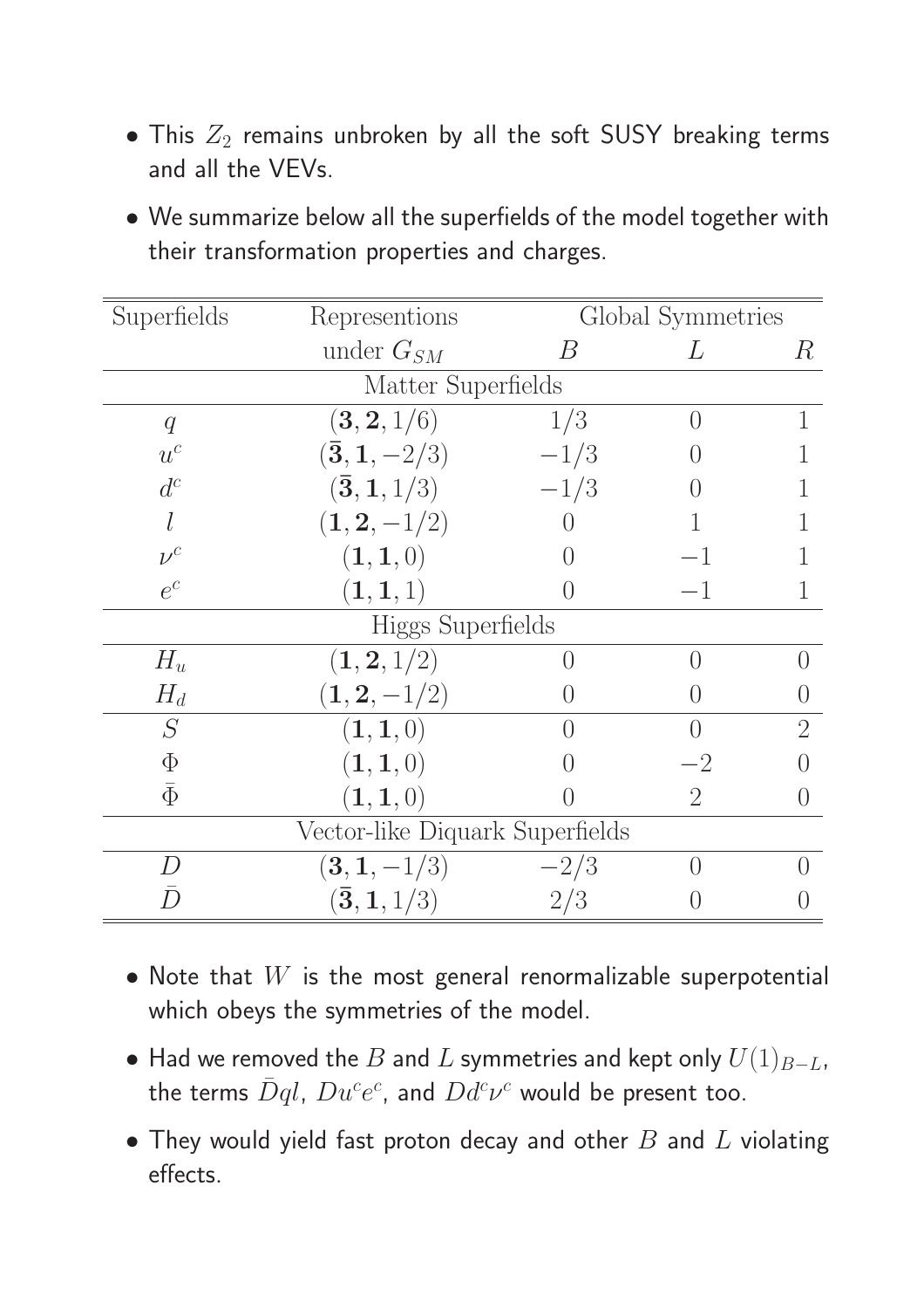- This $Z_2$ remains unbroken by all the soft SUSY breaking terms and all the VEVs.
- We summarize below all the superfields of the model together with their transformation properties and charges.

| Superfields | Representions under $G_{SM}$ | Global Symmetries $B$ | $L$ | $R$ |
|---|---|---|---|---|
| Matter Superfields | | | | |
| $q$ | $(\mathbf{3},\mathbf{2},1/6)$ | $1/3$ | $0$ | $1$ |
| $u^c$ | $(\bar{\mathbf{3}},\mathbf{1},-2/3)$ | $-1/3$ | $0$ | $1$ |
| $d^c$ | $(\bar{\mathbf{3}},\mathbf{1},1/3)$ | $-1/3$ | $0$ | $1$ |
| $l$ | $(\mathbf{1},\mathbf{2},-1/2)$ | $0$ | $1$ | $1$ |
| $\nu^c$ | $(\mathbf{1},\mathbf{1},0)$ | $0$ | $-1$ | $1$ |
| $e^c$ | $(\mathbf{1},\mathbf{1},1)$ | $0$ | $-1$ | $1$ |
| Higgs Superfields | | | | |
| $H_u$ | $(\mathbf{1},\mathbf{2},1/2)$ | $0$ | $0$ | $0$ |
| $H_d$ | $(\mathbf{1},\mathbf{2},-1/2)$ | $0$ | $0$ | $0$ |
| $S$ | $(\mathbf{1},\mathbf{1},0)$ | $0$ | $0$ | $2$ |
| $\Phi$ | $(\mathbf{1},\mathbf{1},0)$ | $0$ | $-2$ | $0$ |
| $\bar{\Phi}$ | $(\mathbf{1},\mathbf{1},0)$ | $0$ | $2$ | $0$ |
| Vector-like Diquark Superfields | | | | |
| $D$ | $(\mathbf{3},\mathbf{1},-1/3)$ | $-2/3$ | $0$ | $0$ |
| $\bar{D}$ | $(\bar{\mathbf{3}},\mathbf{1},1/3)$ | $2/3$ | $0$ | $0$ |

- Note that $W$ is the most general renormalizable superpotential which obeys the symmetries of the model.
- Had we removed the $B$ and $L$ symmetries and kept only $U(1)_{B-L}$, the terms $\bar{D}ql$, $Du^ce^c$, and $Dd^c\nu^c$ would be present too.
- They would yield fast proton decay and other $B$ and $L$ violating effects.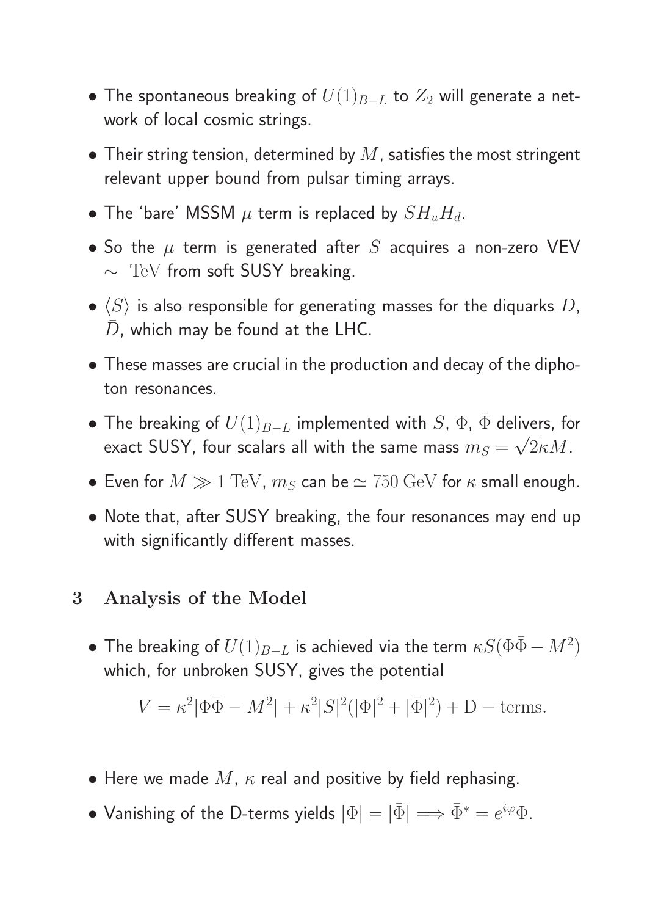- The spontaneous breaking of $U(1)_{B-L}$ to $Z_2$ will generate a network of local cosmic strings.
- Their string tension, determined by $M$, satisfies the most stringent relevant upper bound from pulsar timing arrays.
- The 'bare' MSSM $\mu$ term is replaced by $SH_uH_d$.
- So the $\mu$ term is generated after $S$ acquires a non-zero VEV $\sim$ TeV from soft SUSY breaking.
- $\langle S \rangle$ is also responsible for generating masses for the diquarks $D$, $\bar{D}$, which may be found at the LHC.
- These masses are crucial in the production and decay of the diphoton resonances.
- The breaking of $U(1)_{B-L}$ implemented with $S$, $\Phi$, $\bar{\Phi}$ delivers, for exact SUSY, four scalars all with the same mass $m_S = \sqrt{2}\kappa M$.
- Even for $M \gg 1$ TeV, $m_S$ can be $\simeq 750$ GeV for $\kappa$ small enough.
- Note that, after SUSY breaking, the four resonances may end up with significantly different masses.

## 3 Analysis of the Model

- The breaking of $U(1)_{B-L}$ is achieved via the term $\kappa S(\Phi\bar{\Phi} - M^2)$ which, for unbroken SUSY, gives the potential

$$V = \kappa^2|\Phi\bar{\Phi} - M^2| + \kappa^2|S|^2(|\Phi|^2 + |\bar{\Phi}|^2) + \mathrm{D-terms}.$$

- Here we made $M$, $\kappa$ real and positive by field rephasing.
- Vanishing of the D-terms yields $|\Phi| = |\bar{\Phi}| \Longrightarrow \bar{\Phi}^* = e^{i\varphi}\Phi$.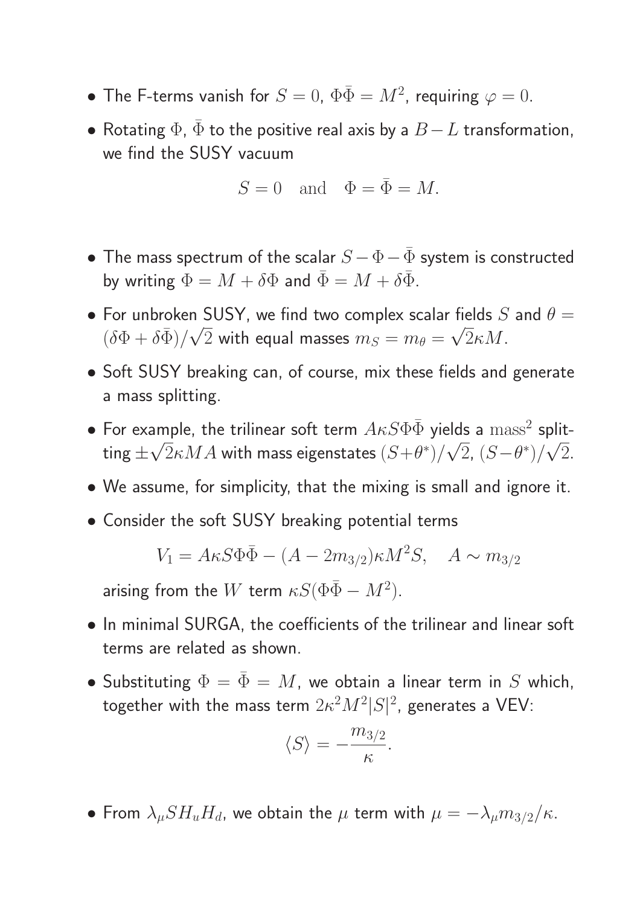- The F-terms vanish for $S = 0$, $\Phi\bar{\Phi} = M^2$, requiring $\varphi = 0$.
- Rotating $\Phi$, $\bar{\Phi}$ to the positive real axis by a $B - L$ transformation, we find the SUSY vacuum

$$S = 0 \quad \text{and} \quad \Phi = \bar{\Phi} = M.$$

- The mass spectrum of the scalar $S - \Phi - \bar{\Phi}$ system is constructed by writing $\Phi = M + \delta\Phi$ and $\bar{\Phi} = M + \delta\bar{\Phi}$.
- For unbroken SUSY, we find two complex scalar fields $S$ and $\theta = (\delta\Phi + \delta\bar{\Phi})/\sqrt{2}$ with equal masses $m_S = m_\theta = \sqrt{2}\kappa M$.
- Soft SUSY breaking can, of course, mix these fields and generate a mass splitting.
- For example, the trilinear soft term $A\kappa S\Phi\bar{\Phi}$ yields a $\mathrm{mass}^2$ splitting $\pm\sqrt{2}\kappa M A$ with mass eigenstates $(S+\theta^*)/\sqrt{2}$, $(S-\theta^*)/\sqrt{2}$.
- We assume, for simplicity, that the mixing is small and ignore it.
- Consider the soft SUSY breaking potential terms

$$V_1 = A\kappa S\Phi\bar{\Phi} - (A - 2m_{3/2})\kappa M^2 S, \quad A \sim m_{3/2}$$

arising from the $W$ term $\kappa S(\Phi\bar{\Phi} - M^2)$.

- In minimal SURGA, the coefficients of the trilinear and linear soft terms are related as shown.
- Substituting $\Phi = \bar{\Phi} = M$, we obtain a linear term in $S$ which, together with the mass term $2\kappa^2 M^2 |S|^2$, generates a VEV:

$$\langle S \rangle = -\frac{m_{3/2}}{\kappa}.$$

- From $\lambda_\mu S H_u H_d$, we obtain the $\mu$ term with $\mu = -\lambda_\mu m_{3/2}/\kappa$.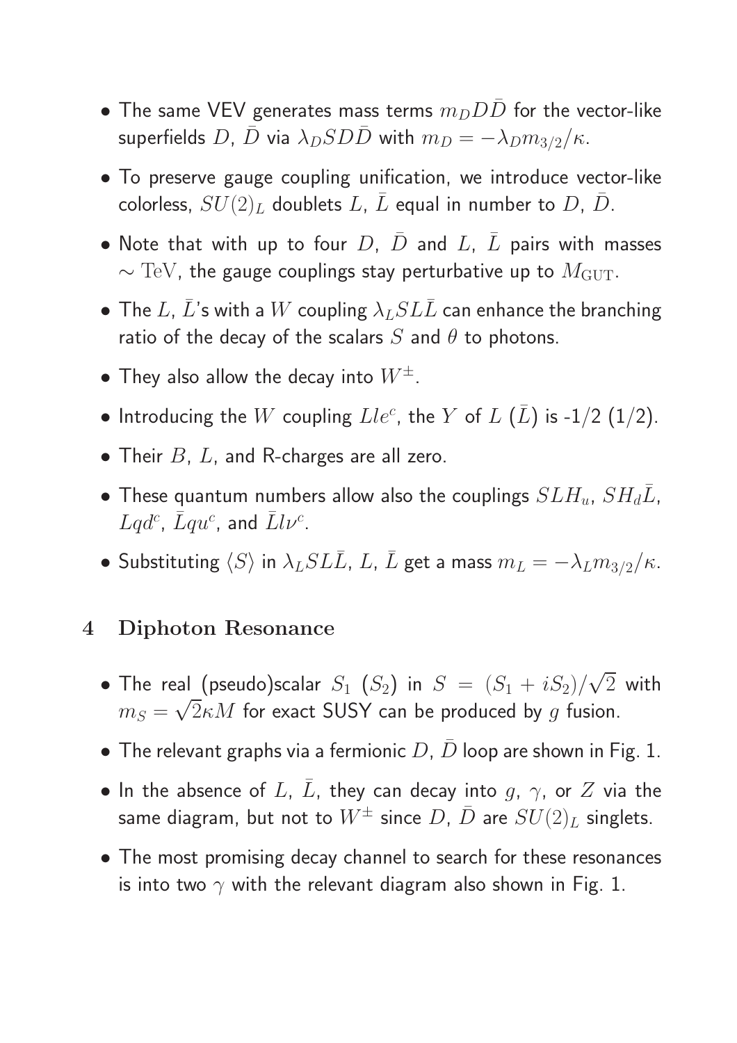- The same VEV generates mass terms $m_D D\bar{D}$ for the vector-like superfields $D$, $\bar{D}$ via $\lambda_D S D\bar{D}$ with $m_D = -\lambda_D m_{3/2}/\kappa$.
- To preserve gauge coupling unification, we introduce vector-like colorless, $SU(2)_L$ doublets $L$, $\bar{L}$ equal in number to $D$, $\bar{D}$.
- Note that with up to four $D$, $\bar{D}$ and $L$, $\bar{L}$ pairs with masses $\sim \mathrm{TeV}$, the gauge couplings stay perturbative up to $M_{\mathrm{GUT}}$.
- The $L$, $\bar{L}$'s with a $W$ coupling $\lambda_L S L\bar{L}$ can enhance the branching ratio of the decay of the scalars $S$ and $\theta$ to photons.
- They also allow the decay into $W^{\pm}$.
- Introducing the $W$ coupling $Lle^c$, the $Y$ of $L$ ($\bar{L}$) is -1/2 (1/2).
- Their $B$, $L$, and R-charges are all zero.
- These quantum numbers allow also the couplings $SLH_u$, $SH_d\bar{L}$, $Lqd^c$, $\bar{L}qu^c$, and $\bar{L}l\nu^c$.
- Substituting $\langle S \rangle$ in $\lambda_L S L\bar{L}$, $L$, $\bar{L}$ get a mass $m_L = -\lambda_L m_{3/2}/\kappa$.

## 4 Diphoton Resonance

- The real (pseudo)scalar $S_1$ ($S_2$) in $S = (S_1 + iS_2)/\sqrt{2}$ with $m_S = \sqrt{2}\kappa M$ for exact SUSY can be produced by $g$ fusion.
- The relevant graphs via a fermionic $D$, $\bar{D}$ loop are shown in Fig. 1.
- In the absence of $L$, $\bar{L}$, they can decay into $g$, $\gamma$, or $Z$ via the same diagram, but not to $W^{\pm}$ since $D$, $\bar{D}$ are $SU(2)_L$ singlets.
- The most promising decay channel to search for these resonances is into two $\gamma$ with the relevant diagram also shown in Fig. 1.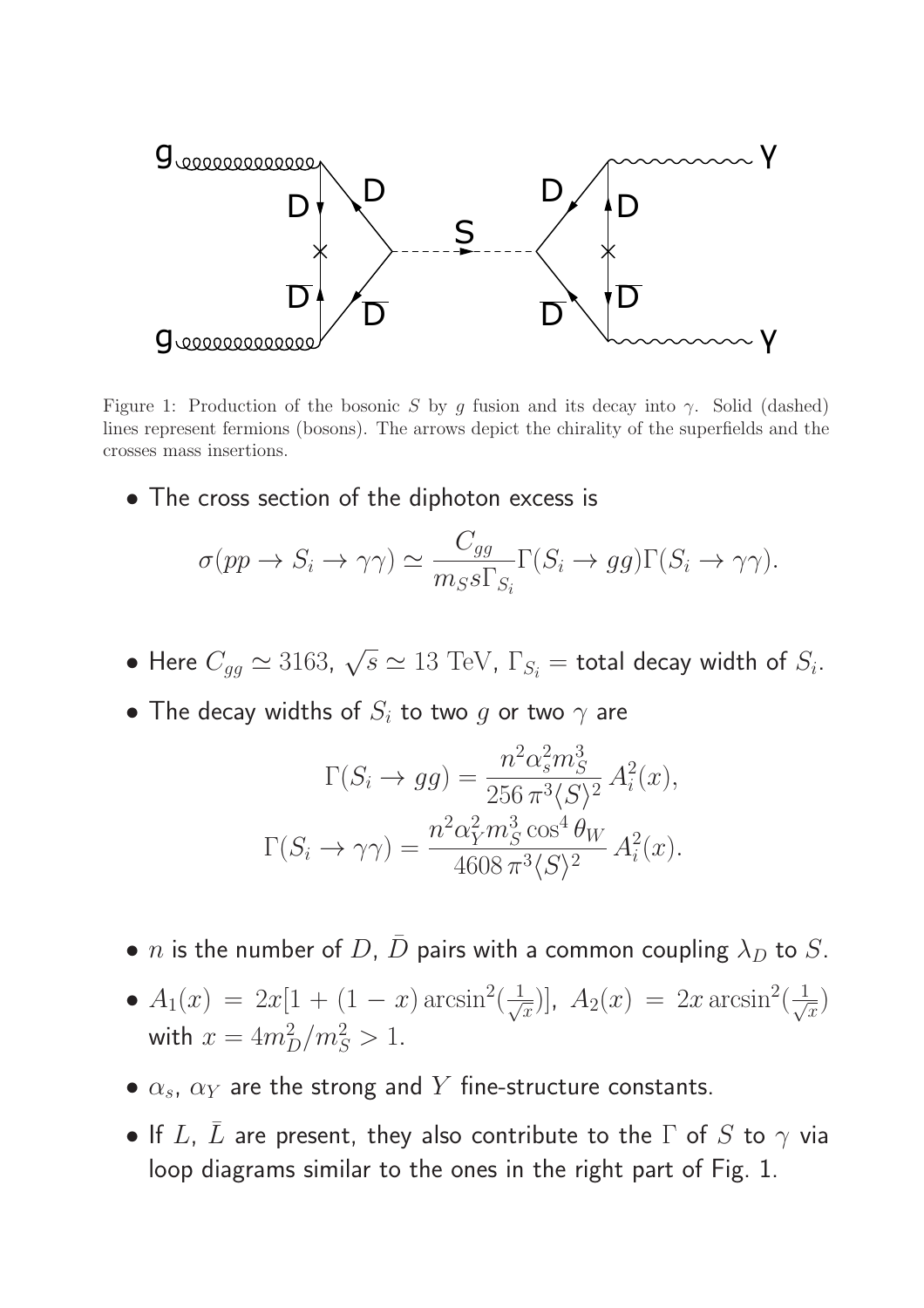Figure 1: Production of the bosonic $S$ by $g$ fusion and its decay into $\gamma$. Solid (dashed) lines represent fermions (bosons). The arrows depict the chirality of the superfields and the crosses mass insertions.

- The cross section of the diphoton excess is

$$\sigma(pp \to S_i \to \gamma\gamma) \simeq \frac{C_{gg}}{m_S s \Gamma_{S_i}} \Gamma(S_i \to gg) \Gamma(S_i \to \gamma\gamma).$$

- Here $C_{gg} \simeq 3163$, $\sqrt{s} \simeq 13$ TeV, $\Gamma_{S_i}$ = total decay width of $S_i$.
- The decay widths of $S_i$ to two $g$ or two $\gamma$ are

$$\Gamma(S_i \to gg) = \frac{n^2 \alpha_s^2 m_S^3}{256\, \pi^3 \langle S \rangle^2} A_i^2(x),$$

$$\Gamma(S_i \to \gamma\gamma) = \frac{n^2 \alpha_Y^2 m_S^3 \cos^4 \theta_W}{4608\, \pi^3 \langle S \rangle^2} A_i^2(x).$$

- $n$ is the number of $D$, $\bar{D}$ pairs with a common coupling $\lambda_D$ to $S$.
- $A_1(x) = 2x[1 + (1-x) \arcsin^2(\frac{1}{\sqrt{x}})]$, $A_2(x) = 2x \arcsin^2(\frac{1}{\sqrt{x}})$ with $x = 4m_D^2/m_S^2 > 1$.
- $\alpha_s$, $\alpha_Y$ are the strong and $Y$ fine-structure constants.
- If $L$, $\bar{L}$ are present, they also contribute to the $\Gamma$ of $S$ to $\gamma$ via loop diagrams similar to the ones in the right part of Fig. 1.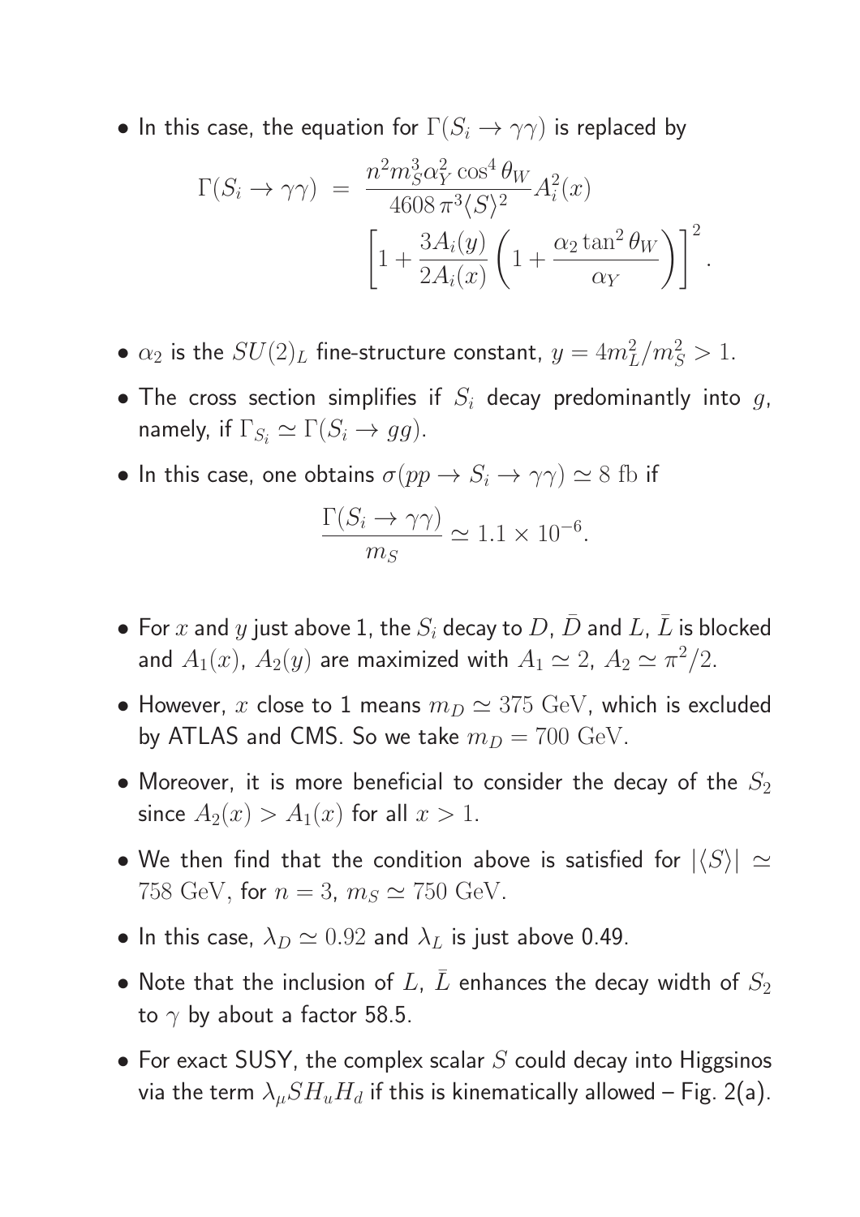- In this case, the equation for $\Gamma(S_i \to \gamma\gamma)$ is replaced by

$$\Gamma(S_i \to \gamma\gamma) \ = \ \frac{n^2 m_S^3 \alpha_Y^2 \cos^4\theta_W}{4608\,\pi^3 \langle S\rangle^2} A_i^2(x) \left[1 + \frac{3A_i(y)}{2A_i(x)}\left(1 + \frac{\alpha_2 \tan^2\theta_W}{\alpha_Y}\right)\right]^2.$$

- $\alpha_2$ is the $SU(2)_L$ fine-structure constant, $y = 4m_L^2/m_S^2 > 1$.
- The cross section simplifies if $S_i$ decay predominantly into $g$, namely, if $\Gamma_{S_i} \simeq \Gamma(S_i \to gg)$.
- In this case, one obtains $\sigma(pp \to S_i \to \gamma\gamma) \simeq 8$ fb if

$$\frac{\Gamma(S_i \to \gamma\gamma)}{m_S} \simeq 1.1 \times 10^{-6}.$$

- For $x$ and $y$ just above 1, the $S_i$ decay to $D$, $\bar{D}$ and $L$, $\bar{L}$ is blocked and $A_1(x)$, $A_2(y)$ are maximized with $A_1 \simeq 2$, $A_2 \simeq \pi^2/2$.
- However, $x$ close to 1 means $m_D \simeq 375$ GeV, which is excluded by ATLAS and CMS. So we take $m_D = 700$ GeV.
- Moreover, it is more beneficial to consider the decay of the $S_2$ since $A_2(x) > A_1(x)$ for all $x > 1$.
- We then find that the condition above is satisfied for $|\langle S\rangle| \simeq 758$ GeV, for $n = 3$, $m_S \simeq 750$ GeV.
- In this case, $\lambda_D \simeq 0.92$ and $\lambda_L$ is just above 0.49.
- Note that the inclusion of $L$, $\bar{L}$ enhances the decay width of $S_2$ to $\gamma$ by about a factor 58.5.
- For exact SUSY, the complex scalar $S$ could decay into Higgsinos via the term $\lambda_\mu S H_u H_d$ if this is kinematically allowed – Fig. 2(a).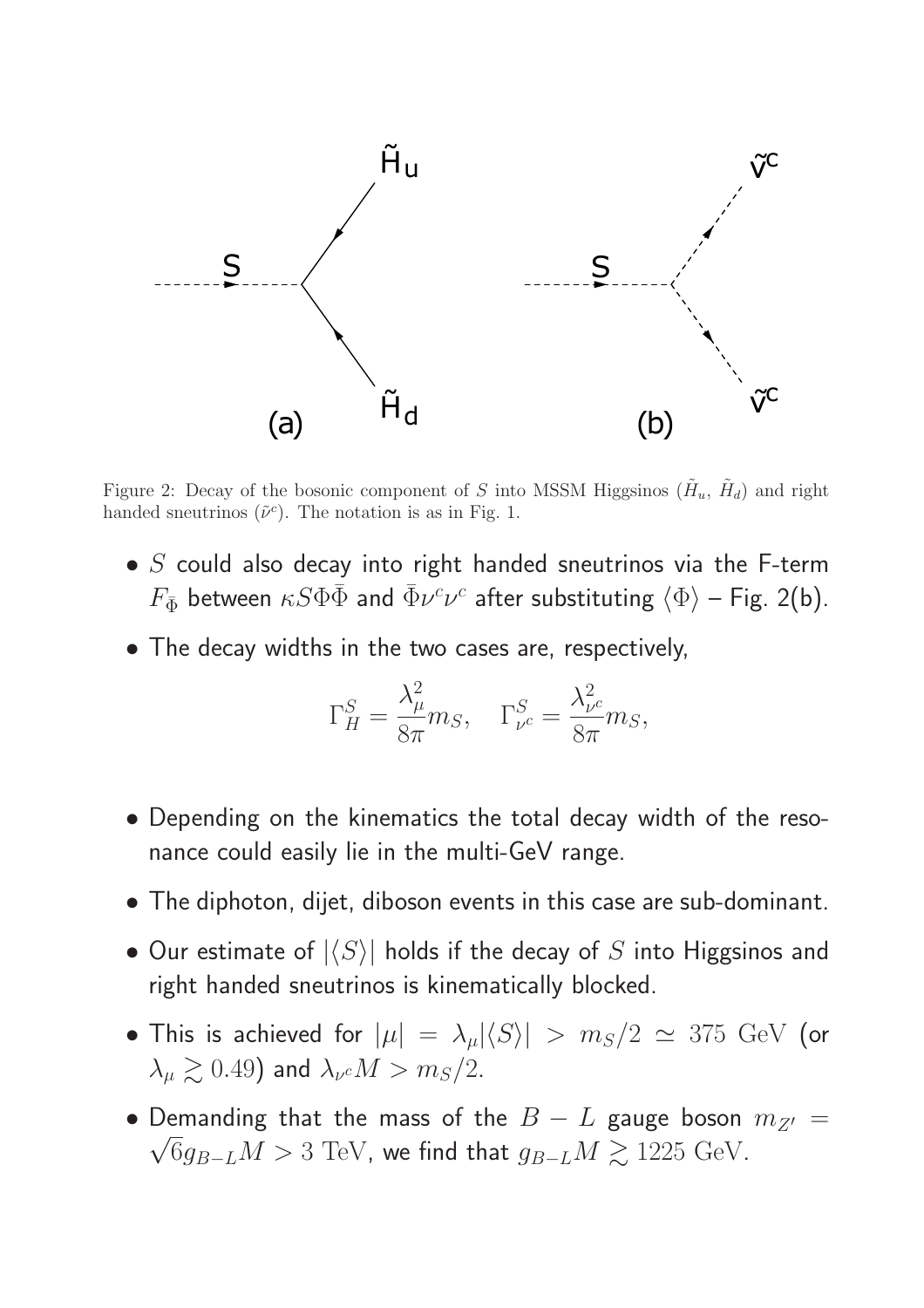Figure 2: Decay of the bosonic component of $S$ into MSSM Higgsinos ($\tilde{H}_u$, $\tilde{H}_d$) and right handed sneutrinos ($\tilde{\nu}^c$). The notation is as in Fig. 1.

- $S$ could also decay into right handed sneutrinos via the F-term $F_{\bar{\Phi}}$ between $\kappa S \Phi \bar{\Phi}$ and $\bar{\Phi} \nu^c \nu^c$ after substituting $\langle \Phi \rangle$ – Fig. 2(b).
- The decay widths in the two cases are, respectively,

$$\Gamma_H^S = \frac{\lambda_\mu^2}{8\pi} m_S, \quad \Gamma_{\nu^c}^S = \frac{\lambda_{\nu^c}^2}{8\pi} m_S,$$

- Depending on the kinematics the total decay width of the resonance could easily lie in the multi-GeV range.
- The diphoton, dijet, diboson events in this case are sub-dominant.
- Our estimate of $|\langle S \rangle|$ holds if the decay of $S$ into Higgsinos and right handed sneutrinos is kinematically blocked.
- This is achieved for $|\mu| = \lambda_\mu |\langle S \rangle| > m_S/2 \simeq 375 \text{ GeV}$ (or $\lambda_\mu \gtrsim 0.49$) and $\lambda_{\nu^c} M > m_S/2$.
- Demanding that the mass of the $B-L$ gauge boson $m_{Z'} = \sqrt{6} g_{B-L} M > 3 \text{ TeV}$, we find that $g_{B-L} M \gtrsim 1225 \text{ GeV}$.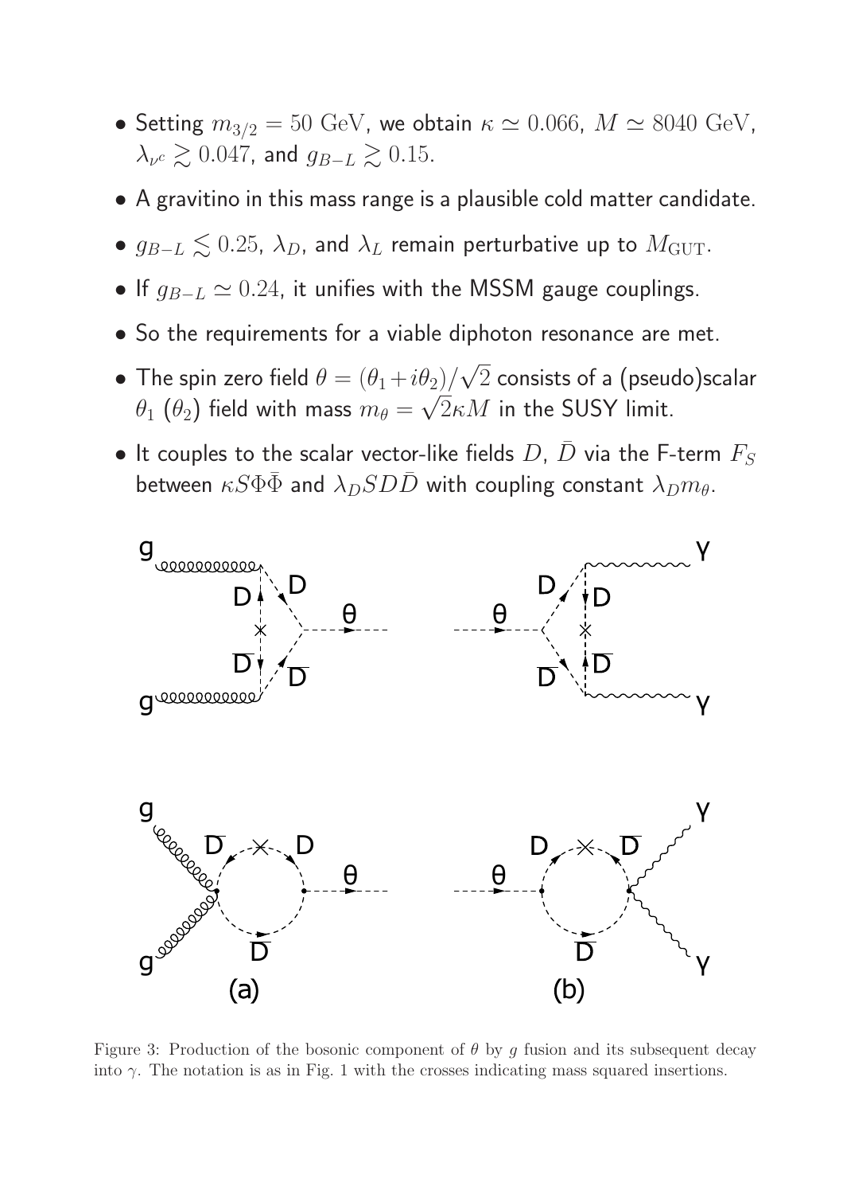- Setting $m_{3/2} = 50$ GeV, we obtain $\kappa \simeq 0.066$, $M \simeq 8040$ GeV, $\lambda_{\nu^c} \gtrsim 0.047$, and $g_{B-L} \gtrsim 0.15$.
- A gravitino in this mass range is a plausible cold matter candidate.
- $g_{B-L} \lesssim 0.25$, $\lambda_D$, and $\lambda_L$ remain perturbative up to $M_{\rm GUT}$.
- If $g_{B-L} \simeq 0.24$, it unifies with the MSSM gauge couplings.
- So the requirements for a viable diphoton resonance are met.
- The spin zero field $\theta = (\theta_1 + i\theta_2)/\sqrt{2}$ consists of a (pseudo)scalar $\theta_1$ ($\theta_2$) field with mass $m_\theta = \sqrt{2}\kappa M$ in the SUSY limit.
- It couples to the scalar vector-like fields $D$, $\bar{D}$ via the F-term $F_S$ between $\kappa S \Phi \bar{\Phi}$ and $\lambda_D S D \bar{D}$ with coupling constant $\lambda_D m_\theta$.

Figure 3: Production of the bosonic component of $\theta$ by $g$ fusion and its subsequent decay into $\gamma$. The notation is as in Fig. 1 with the crosses indicating mass squared insertions.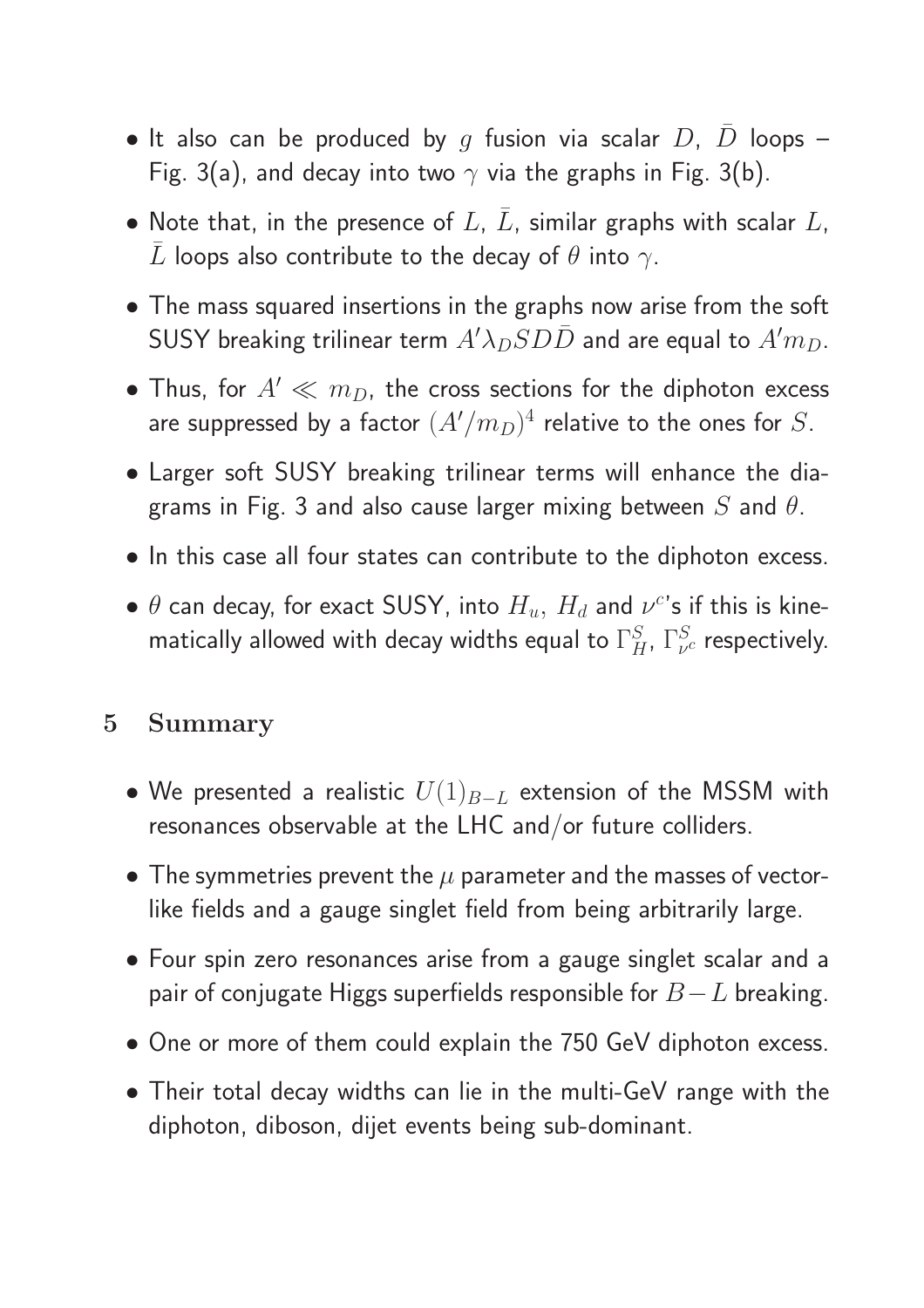- It also can be produced by $g$ fusion via scalar $D$, $\bar{D}$ loops – Fig. 3(a), and decay into two $\gamma$ via the graphs in Fig. 3(b).
- Note that, in the presence of $L$, $\bar{L}$, similar graphs with scalar $L$, $\bar{L}$ loops also contribute to the decay of $\theta$ into $\gamma$.
- The mass squared insertions in the graphs now arise from the soft SUSY breaking trilinear term $A'\lambda_D S D\bar{D}$ and are equal to $A'm_D$.
- Thus, for $A' \ll m_D$, the cross sections for the diphoton excess are suppressed by a factor $(A'/m_D)^4$ relative to the ones for $S$.
- Larger soft SUSY breaking trilinear terms will enhance the diagrams in Fig. 3 and also cause larger mixing between $S$ and $\theta$.
- In this case all four states can contribute to the diphoton excess.
- $\theta$ can decay, for exact SUSY, into $H_u$, $H_d$ and $\nu^c$'s if this is kinematically allowed with decay widths equal to $\Gamma^S_H$, $\Gamma^S_{\nu^c}$ respectively.

## 5 Summary

- We presented a realistic $U(1)_{B-L}$ extension of the MSSM with resonances observable at the LHC and/or future colliders.
- The symmetries prevent the $\mu$ parameter and the masses of vector-like fields and a gauge singlet field from being arbitrarily large.
- Four spin zero resonances arise from a gauge singlet scalar and a pair of conjugate Higgs superfields responsible for $B-L$ breaking.
- One or more of them could explain the 750 GeV diphoton excess.
- Their total decay widths can lie in the multi-GeV range with the diphoton, diboson, dijet events being sub-dominant.